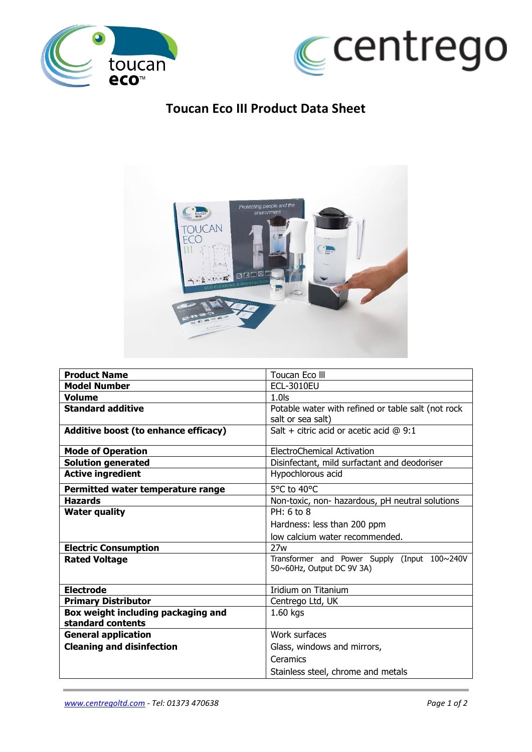# Toucan Eco III Product Data Sheet

| | |
|---|---|
| **Product Name** | Toucan Eco lll |
| **Model Number** | ECL-3010EU |
| **Volume** | 1.0ls |
| **Standard additive** | Potable water with refined or table salt (not rock salt or sea salt) |
| **Additive boost (to enhance efficacy)** | Salt + citric acid or acetic acid @ 9:1 |
| **Mode of Operation** | ElectroChemical Activation |
| **Solution generated** | Disinfectant, mild surfactant and deodoriser |
| **Active ingredient** | Hypochlorous acid |
| **Permitted water temperature range** | 5°C to 40°C |
| **Hazards** | Non-toxic, non- hazardous, pH neutral solutions |
| **Water quality** | PH: 6 to 8<br>Hardness: less than 200 ppm<br>low calcium water recommended. |
| **Electric Consumption** | 27w |
| **Rated Voltage** | Transformer and Power Supply (Input 100~240V 50~60Hz, Output DC 9V 3A) |
| **Electrode** | Iridium on Titanium |
| **Primary Distributor** | Centrego Ltd, UK |
| **Box weight including packaging and standard contents** | 1.60 kgs |
| **General application**<br>**Cleaning and disinfection** | Work surfaces<br>Glass, windows and mirrors,<br>Ceramics<br>Stainless steel, chrome and metals |

*www.centregoltd.com - Tel: 01373 470638*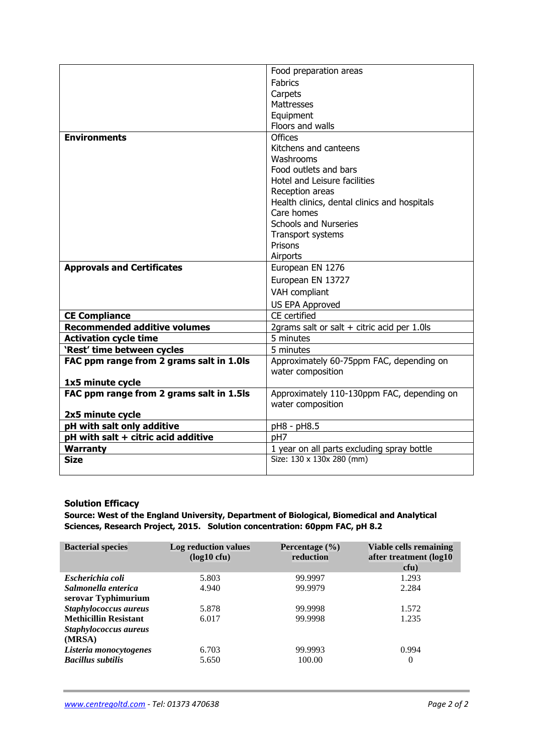| | |
|---|---|
| | Food preparation areas<br>Fabrics<br>Carpets<br>Mattresses<br>Equipment<br>Floors and walls |
| **Environments** | Offices<br>Kitchens and canteens<br>Washrooms<br>Food outlets and bars<br>Hotel and Leisure facilities<br>Reception areas<br>Health clinics, dental clinics and hospitals<br>Care homes<br>Schools and Nurseries<br>Transport systems<br>Prisons<br>Airports |
| **Approvals and Certificates** | European EN 1276<br>European EN 13727<br>VAH compliant<br>US EPA Approved |
| **CE Compliance** | CE certified |
| **Recommended additive volumes** | 2grams salt or salt + citric acid per 1.0ls |
| **Activation cycle time** | 5 minutes |
| **'Rest' time between cycles** | 5 minutes |
| **FAC ppm range from 2 grams salt in 1.0ls**<br><br>**1x5 minute cycle** | Approximately 60-75ppm FAC, depending on water composition |
| **FAC ppm range from 2 grams salt in 1.5ls**<br><br>**2x5 minute cycle** | Approximately 110-130ppm FAC, depending on water composition |
| **pH with salt only additive** | pH8 - pH8.5 |
| **pH with salt + citric acid additive** | pH7 |
| **Warranty** | 1 year on all parts excluding spray bottle |
| **Size** | Size: 130 x 130x 280 (mm) |

**Solution Efficacy**

**Source: West of the England University, Department of Biological, Biomedical and Analytical Sciences, Research Project, 2015. Solution concentration: 60ppm FAC, pH 8.2**

| Bacterial species | Log reduction values (log10 cfu) | Percentage (%) reduction | Viable cells remaining after treatment (log10 cfu) |
|---|---|---|---|
| ***Escherichia coli*** | 5.803 | 99.9997 | 1.293 |
| ***Salmonella enterica*** **serovar Typhimurium** | 4.940 | 99.9979 | 2.284 |
| ***Staphylococcus aureus*** | 5.878 | 99.9998 | 1.572 |
| **Methicillin Resistant *Staphylococcus aureus* (MRSA)** | 6.017 | 99.9998 | 1.235 |
| ***Listeria monocytogenes*** | 6.703 | 99.9993 | 0.994 |
| ***Bacillus subtilis*** | 5.650 | 100.00 | 0 |

*www.centregoltd.com - Tel: 01373 470638*